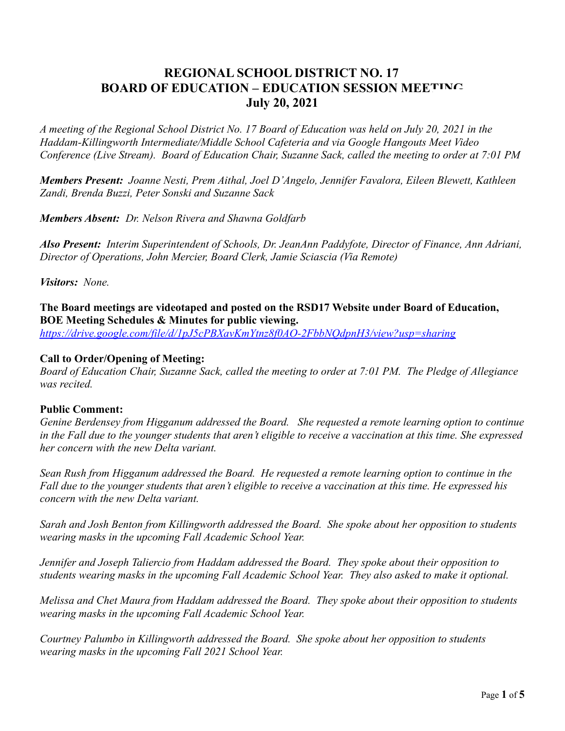# REGIONAL SCHOOL DISTRICT NO. 17
# BOARD OF EDUCATION – EDUCATION SESSION MEETING
# July 20, 2021

*A meeting of the Regional School District No. 17 Board of Education was held on July 20, 2021 in the Haddam-Killingworth Intermediate/Middle School Cafeteria and via Google Hangouts Meet Video Conference (Live Stream). Board of Education Chair, Suzanne Sack, called the meeting to order at 7:01 PM*

***Members Present:** Joanne Nesti, Prem Aithal, Joel D'Angelo, Jennifer Favalora, Eileen Blewett, Kathleen Zandi, Brenda Buzzi, Peter Sonski and Suzanne Sack*

***Members Absent:** Dr. Nelson Rivera and Shawna Goldfarb*

***Also Present:** Interim Superintendent of Schools, Dr. JeanAnn Paddyfote, Director of Finance, Ann Adriani, Director of Operations, John Mercier, Board Clerk, Jamie Sciascia (Via Remote)*

***Visitors:** None.*

**The Board meetings are videotaped and posted on the RSD17 Website under Board of Education, BOE Meeting Schedules & Minutes for public viewing.**
*https://drive.google.com/file/d/1pJ5cPBXavKmYtnz8f0AO-2FbbNQdpnH3/view?usp=sharing*

**Call to Order/Opening of Meeting:**
*Board of Education Chair, Suzanne Sack, called the meeting to order at 7:01 PM. The Pledge of Allegiance was recited.*

**Public Comment:**
*Genine Berdensey from Higganum addressed the Board. She requested a remote learning option to continue in the Fall due to the younger students that aren't eligible to receive a vaccination at this time. She expressed her concern with the new Delta variant.*

*Sean Rush from Higganum addressed the Board. He requested a remote learning option to continue in the Fall due to the younger students that aren't eligible to receive a vaccination at this time. He expressed his concern with the new Delta variant.*

*Sarah and Josh Benton from Killingworth addressed the Board. She spoke about her opposition to students wearing masks in the upcoming Fall Academic School Year.*

*Jennifer and Joseph Taliercio from Haddam addressed the Board. They spoke about their opposition to students wearing masks in the upcoming Fall Academic School Year. They also asked to make it optional.*

*Melissa and Chet Maura from Haddam addressed the Board. They spoke about their opposition to students wearing masks in the upcoming Fall Academic School Year.*

*Courtney Palumbo in Killingworth addressed the Board. She spoke about her opposition to students wearing masks in the upcoming Fall 2021 School Year.*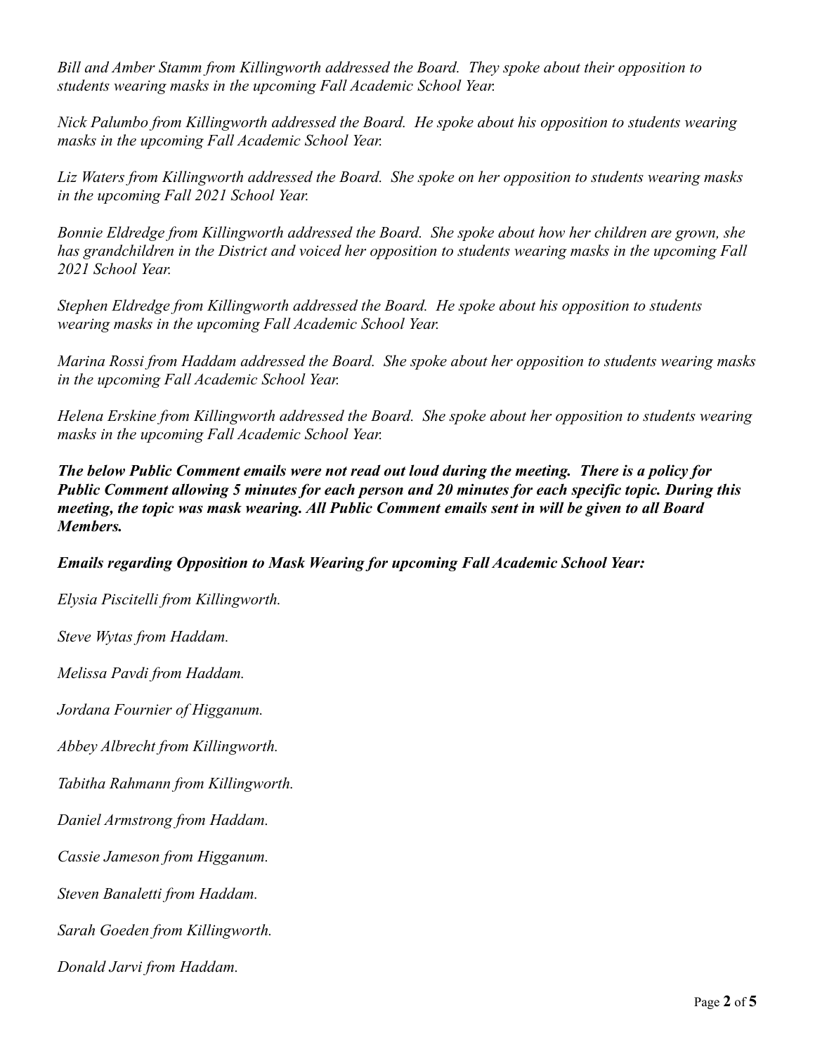*Bill and Amber Stamm from Killingworth addressed the Board. They spoke about their opposition to students wearing masks in the upcoming Fall Academic School Year.*

*Nick Palumbo from Killingworth addressed the Board. He spoke about his opposition to students wearing masks in the upcoming Fall Academic School Year.*

*Liz Waters from Killingworth addressed the Board. She spoke on her opposition to students wearing masks in the upcoming Fall 2021 School Year.*

*Bonnie Eldredge from Killingworth addressed the Board. She spoke about how her children are grown, she has grandchildren in the District and voiced her opposition to students wearing masks in the upcoming Fall 2021 School Year.*

*Stephen Eldredge from Killingworth addressed the Board. He spoke about his opposition to students wearing masks in the upcoming Fall Academic School Year.*

*Marina Rossi from Haddam addressed the Board. She spoke about her opposition to students wearing masks in the upcoming Fall Academic School Year.*

*Helena Erskine from Killingworth addressed the Board. She spoke about her opposition to students wearing masks in the upcoming Fall Academic School Year.*

***The below Public Comment emails were not read out loud during the meeting. There is a policy for Public Comment allowing 5 minutes for each person and 20 minutes for each specific topic. During this meeting, the topic was mask wearing. All Public Comment emails sent in will be given to all Board Members.***

***Emails regarding Opposition to Mask Wearing for upcoming Fall Academic School Year:***

*Elysia Piscitelli from Killingworth.*

*Steve Wytas from Haddam.*

*Melissa Pavdi from Haddam.*

*Jordana Fournier of Higganum.*

*Abbey Albrecht from Killingworth.*

*Tabitha Rahmann from Killingworth.*

*Daniel Armstrong from Haddam.*

*Cassie Jameson from Higganum.*

*Steven Banaletti from Haddam.*

*Sarah Goeden from Killingworth.*

*Donald Jarvi from Haddam.*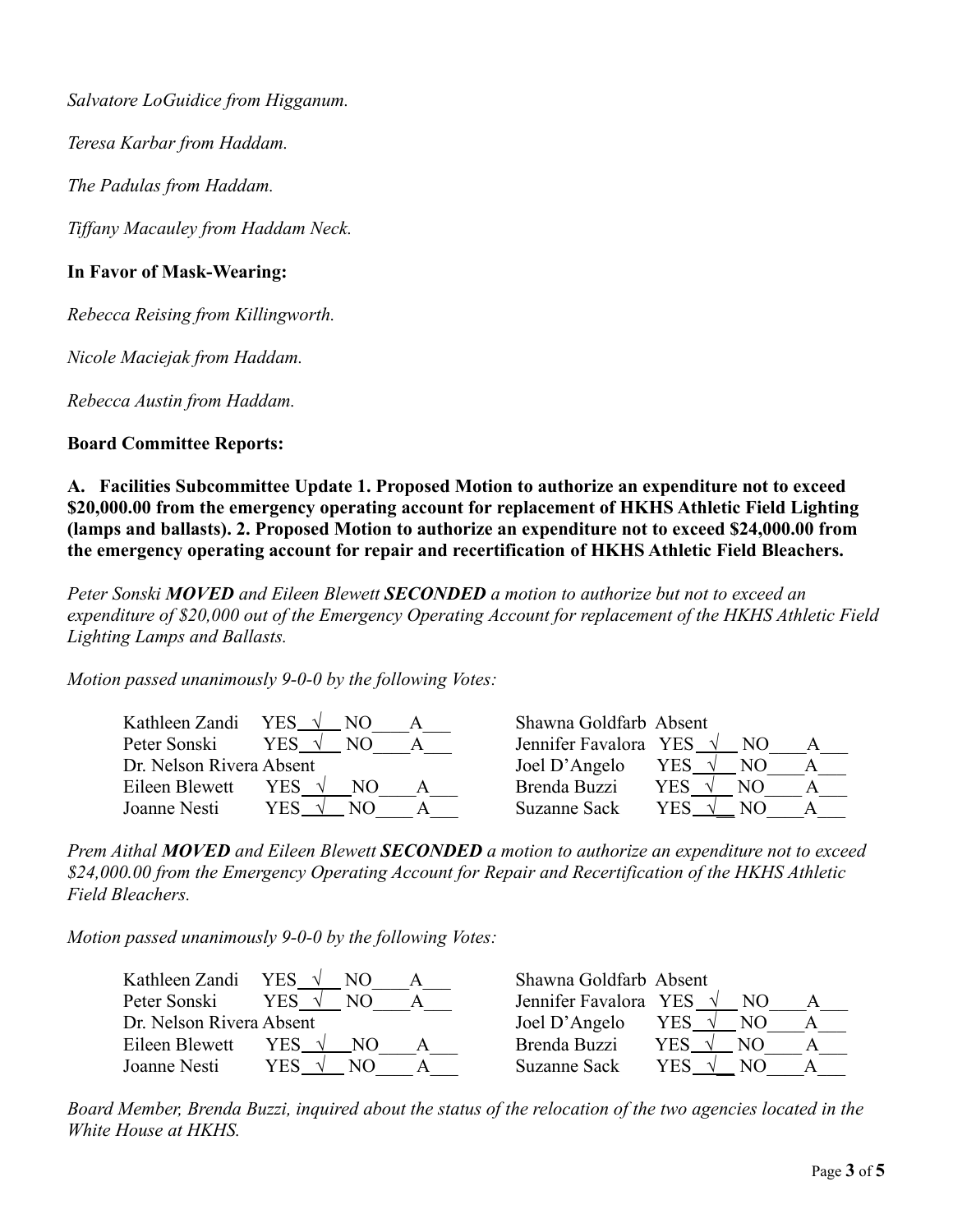*Salvatore LoGuidice from Higganum.*

*Teresa Karbar from Haddam.*

*The Padulas from Haddam.*

*Tiffany Macauley from Haddam Neck.*

**In Favor of Mask-Wearing:**

*Rebecca Reising from Killingworth.*

*Nicole Maciejak from Haddam.*

*Rebecca Austin from Haddam.*

**Board Committee Reports:**

**A. Facilities Subcommittee Update 1. Proposed Motion to authorize an expenditure not to exceed \$20,000.00 from the emergency operating account for replacement of HKHS Athletic Field Lighting (lamps and ballasts). 2. Proposed Motion to authorize an expenditure not to exceed \$24,000.00 from the emergency operating account for repair and recertification of HKHS Athletic Field Bleachers.**

*Peter Sonski **MOVED** and Eileen Blewett **SECONDED** a motion to authorize but not to exceed an expenditure of \$20,000 out of the Emergency Operating Account for replacement of the HKHS Athletic Field Lighting Lamps and Ballasts.*

*Motion passed unanimously 9-0-0 by the following Votes:*

| Member | YES | NO | A | Member | YES | NO | A |
|---|---|---|---|---|---|---|---|
| Kathleen Zandi | √ | | | Shawna Goldfarb | Absent | | |
| Peter Sonski | √ | | | Jennifer Favalora | √ | | |
| Dr. Nelson Rivera | Absent | | | Joel D'Angelo | √ | | |
| Eileen Blewett | √ | | | Brenda Buzzi | √ | | |
| Joanne Nesti | √ | | | Suzanne Sack | √ | | |

*Prem Aithal **MOVED** and Eileen Blewett **SECONDED** a motion to authorize an expenditure not to exceed \$24,000.00 from the Emergency Operating Account for Repair and Recertification of the HKHS Athletic Field Bleachers.*

*Motion passed unanimously 9-0-0 by the following Votes:*

| Member | YES | NO | A | Member | YES | NO | A |
|---|---|---|---|---|---|---|---|
| Kathleen Zandi | √ | | | Shawna Goldfarb | Absent | | |
| Peter Sonski | √ | | | Jennifer Favalora | √ | | |
| Dr. Nelson Rivera | Absent | | | Joel D'Angelo | √ | | |
| Eileen Blewett | √ | | | Brenda Buzzi | √ | | |
| Joanne Nesti | √ | | | Suzanne Sack | √ | | |

*Board Member, Brenda Buzzi, inquired about the status of the relocation of the two agencies located in the White House at HKHS.*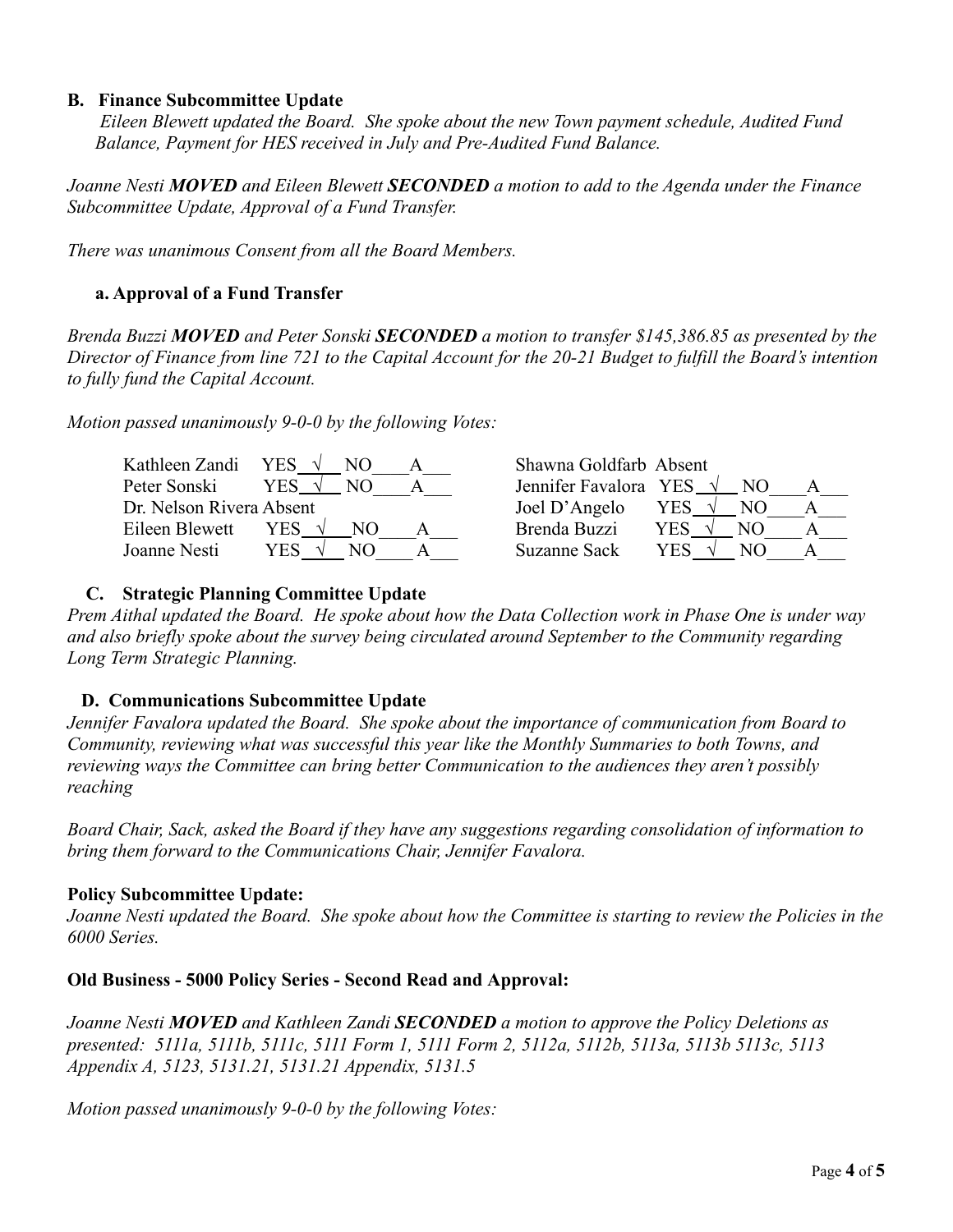### B. Finance Subcommittee Update

*Eileen Blewett updated the Board. She spoke about the new Town payment schedule, Audited Fund Balance, Payment for HES received in July and Pre-Audited Fund Balance.*

*Joanne Nesti **MOVED** and Eileen Blewett **SECONDED** a motion to add to the Agenda under the Finance Subcommittee Update, Approval of a Fund Transfer.*

*There was unanimous Consent from all the Board Members.*

#### a. Approval of a Fund Transfer

*Brenda Buzzi **MOVED** and Peter Sonski **SECONDED** a motion to transfer $145,386.85 as presented by the Director of Finance from line 721 to the Capital Account for the 20-21 Budget to fulfill the Board's intention to fully fund the Capital Account.*

*Motion passed unanimously 9-0-0 by the following Votes:*

| Member | YES | NO | A | Member | YES | NO | A |
|---|---|---|---|---|---|---|---|
| Kathleen Zandi | √ | | | Shawna Goldfarb | Absent | | |
| Peter Sonski | √ | | | Jennifer Favalora | √ | | |
| Dr. Nelson Rivera | Absent | | | Joel D'Angelo | √ | | |
| Eileen Blewett | √ | | | Brenda Buzzi | √ | | |
| Joanne Nesti | √ | | | Suzanne Sack | √ | | |

### C. Strategic Planning Committee Update

*Prem Aithal updated the Board. He spoke about how the Data Collection work in Phase One is under way and also briefly spoke about the survey being circulated around September to the Community regarding Long Term Strategic Planning.*

### D. Communications Subcommittee Update

*Jennifer Favalora updated the Board. She spoke about the importance of communication from Board to Community, reviewing what was successful this year like the Monthly Summaries to both Towns, and reviewing ways the Committee can bring better Communication to the audiences they aren't possibly reaching*

*Board Chair, Sack, asked the Board if they have any suggestions regarding consolidation of information to bring them forward to the Communications Chair, Jennifer Favalora.*

**Policy Subcommittee Update:**

*Joanne Nesti updated the Board. She spoke about how the Committee is starting to review the Policies in the 6000 Series.*

**Old Business - 5000 Policy Series - Second Read and Approval:**

*Joanne Nesti **MOVED** and Kathleen Zandi **SECONDED** a motion to approve the Policy Deletions as presented: 5111a, 5111b, 5111c, 5111 Form 1, 5111 Form 2, 5112a, 5112b, 5113a, 5113b 5113c, 5113 Appendix A, 5123, 5131.21, 5131.21 Appendix, 5131.5*

*Motion passed unanimously 9-0-0 by the following Votes:*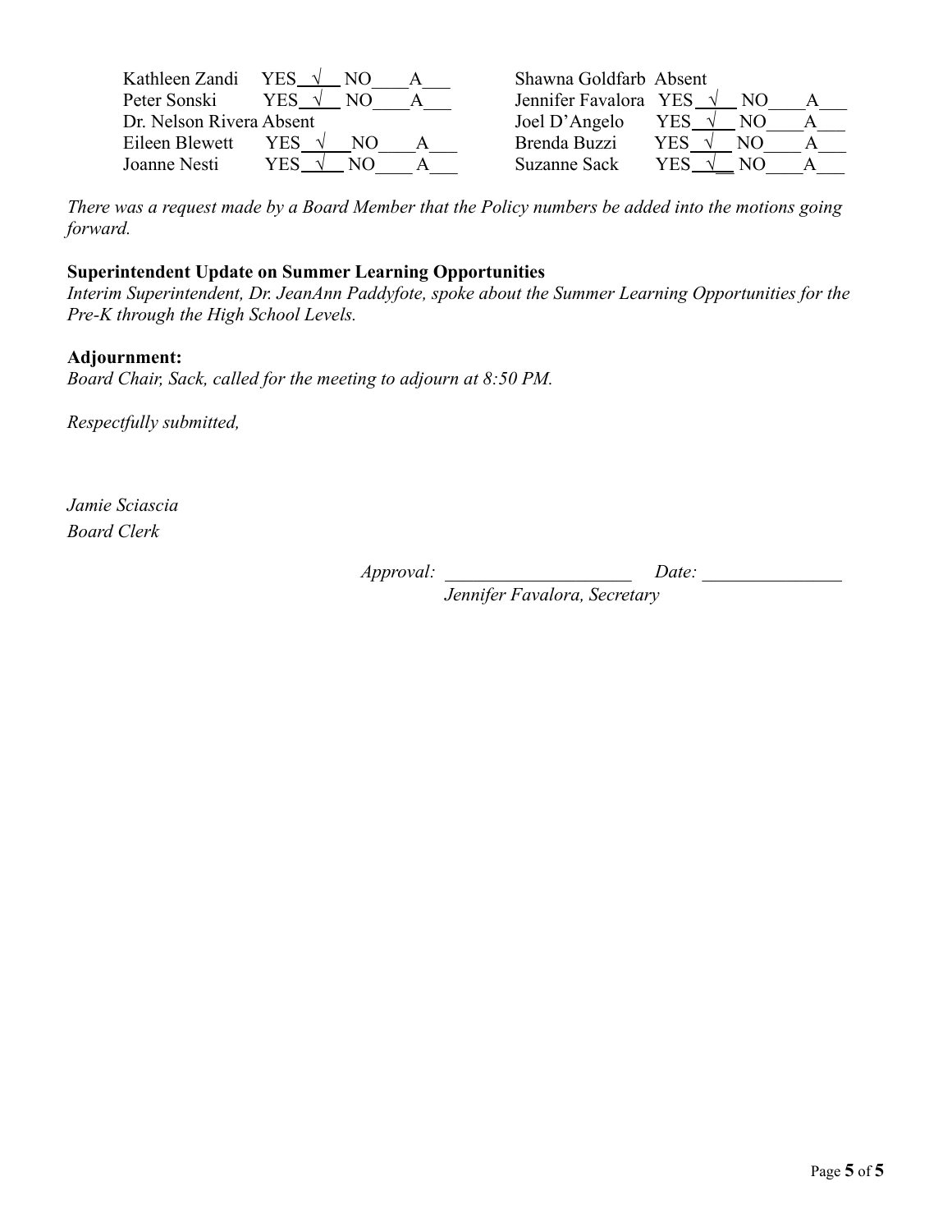| | |
|---|---|
| Kathleen Zandi YES √ NO___ A___ | Shawna Goldfarb Absent |
| Peter Sonski YES √ NO___ A___ | Jennifer Favalora YES √ NO___ A___ |
| Dr. Nelson Rivera Absent | Joel D'Angelo YES √ NO___ A___ |
| Eileen Blewett YES √ NO___ A___ | Brenda Buzzi YES √ NO___ A___ |
| Joanne Nesti YES √ NO___ A___ | Suzanne Sack YES √ NO___ A___ |

*There was a request made by a Board Member that the Policy numbers be added into the motions going forward.*

**Superintendent Update on Summer Learning Opportunities**

*Interim Superintendent, Dr. JeanAnn Paddyfote, spoke about the Summer Learning Opportunities for the Pre-K through the High School Levels.*

**Adjournment:**

*Board Chair, Sack, called for the meeting to adjourn at 8:50 PM.*

*Respectfully submitted,*

*Jamie Sciascia*
*Board Clerk*

*Approval:* ____________________ *Date:* _______________
*Jennifer Favalora, Secretary*